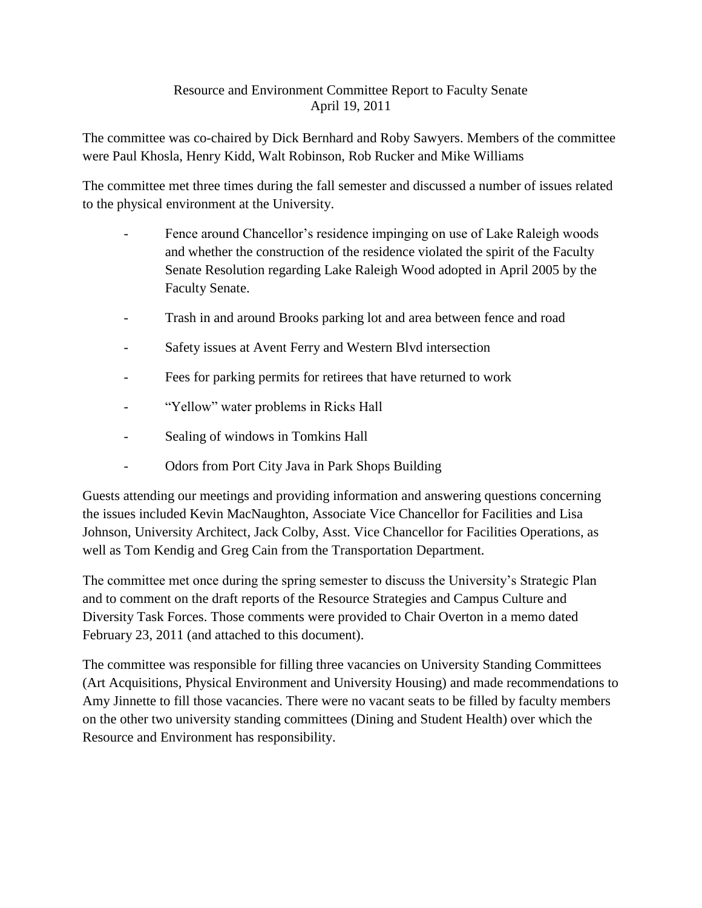# Resource and Environment Committee Report to Faculty Senate
April 19, 2011

The committee was co-chaired by Dick Bernhard and Roby Sawyers. Members of the committee were Paul Khosla, Henry Kidd, Walt Robinson, Rob Rucker and Mike Williams

The committee met three times during the fall semester and discussed a number of issues related to the physical environment at the University.

- Fence around Chancellor's residence impinging on use of Lake Raleigh woods and whether the construction of the residence violated the spirit of the Faculty Senate Resolution regarding Lake Raleigh Wood adopted in April 2005 by the Faculty Senate.
- Trash in and around Brooks parking lot and area between fence and road
- Safety issues at Avent Ferry and Western Blvd intersection
- Fees for parking permits for retirees that have returned to work
- "Yellow" water problems in Ricks Hall
- Sealing of windows in Tomkins Hall
- Odors from Port City Java in Park Shops Building

Guests attending our meetings and providing information and answering questions concerning the issues included Kevin MacNaughton, Associate Vice Chancellor for Facilities and Lisa Johnson, University Architect, Jack Colby, Asst. Vice Chancellor for Facilities Operations, as well as Tom Kendig and Greg Cain from the Transportation Department.

The committee met once during the spring semester to discuss the University's Strategic Plan and to comment on the draft reports of the Resource Strategies and Campus Culture and Diversity Task Forces. Those comments were provided to Chair Overton in a memo dated February 23, 2011 (and attached to this document).

The committee was responsible for filling three vacancies on University Standing Committees (Art Acquisitions, Physical Environment and University Housing) and made recommendations to Amy Jinnette to fill those vacancies. There were no vacant seats to be filled by faculty members on the other two university standing committees (Dining and Student Health) over which the Resource and Environment has responsibility.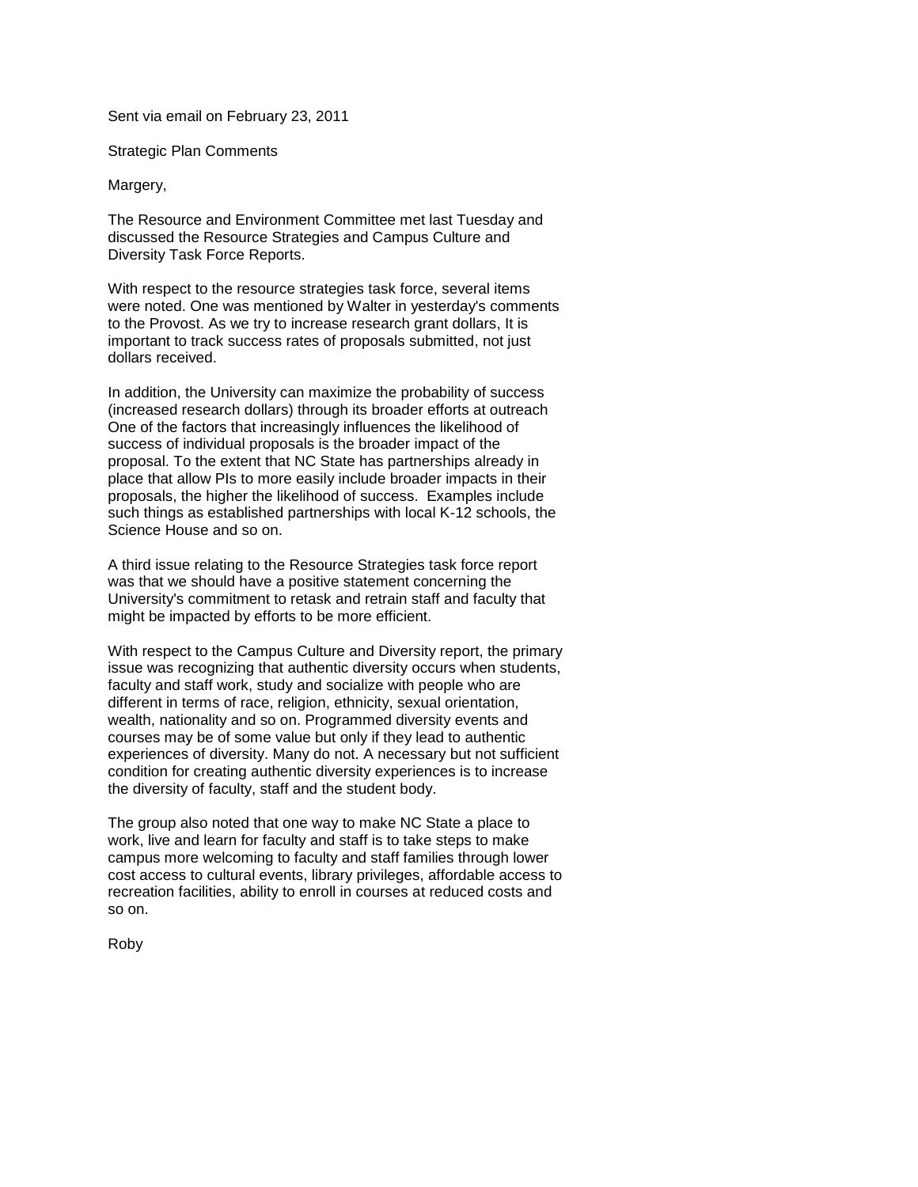Sent via email on February 23, 2011

Strategic Plan Comments

Margery,

The Resource and Environment Committee met last Tuesday and discussed the Resource Strategies and Campus Culture and Diversity Task Force Reports.

With respect to the resource strategies task force, several items were noted. One was mentioned by Walter in yesterday's comments to the Provost. As we try to increase research grant dollars, It is important to track success rates of proposals submitted, not just dollars received.

In addition, the University can maximize the probability of success (increased research dollars) through its broader efforts at outreach One of the factors that increasingly influences the likelihood of success of individual proposals is the broader impact of the proposal. To the extent that NC State has partnerships already in place that allow PIs to more easily include broader impacts in their proposals, the higher the likelihood of success. Examples include such things as established partnerships with local K-12 schools, the Science House and so on.

A third issue relating to the Resource Strategies task force report was that we should have a positive statement concerning the University's commitment to retask and retrain staff and faculty that might be impacted by efforts to be more efficient.

With respect to the Campus Culture and Diversity report, the primary issue was recognizing that authentic diversity occurs when students, faculty and staff work, study and socialize with people who are different in terms of race, religion, ethnicity, sexual orientation, wealth, nationality and so on. Programmed diversity events and courses may be of some value but only if they lead to authentic experiences of diversity. Many do not. A necessary but not sufficient condition for creating authentic diversity experiences is to increase the diversity of faculty, staff and the student body.

The group also noted that one way to make NC State a place to work, live and learn for faculty and staff is to take steps to make campus more welcoming to faculty and staff families through lower cost access to cultural events, library privileges, affordable access to recreation facilities, ability to enroll in courses at reduced costs and so on.

Roby